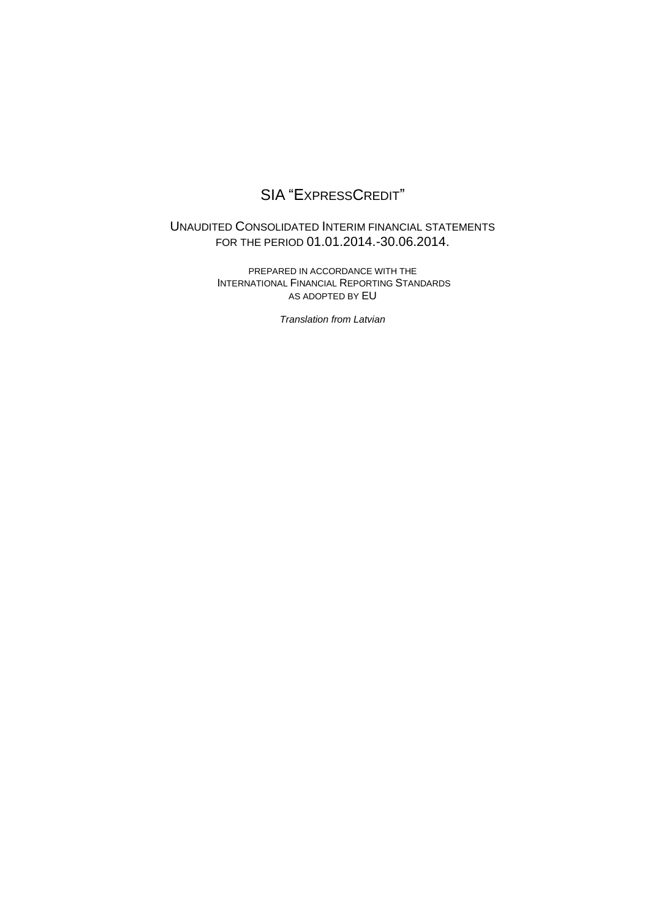# SIA "ExpressCredit"

## Unaudited Consolidated Interim financial statements for the period 01.01.2014.-30.06.2014.

Prepared in accordance with the International Financial Reporting Standards as adopted by EU

*Translation from Latvian*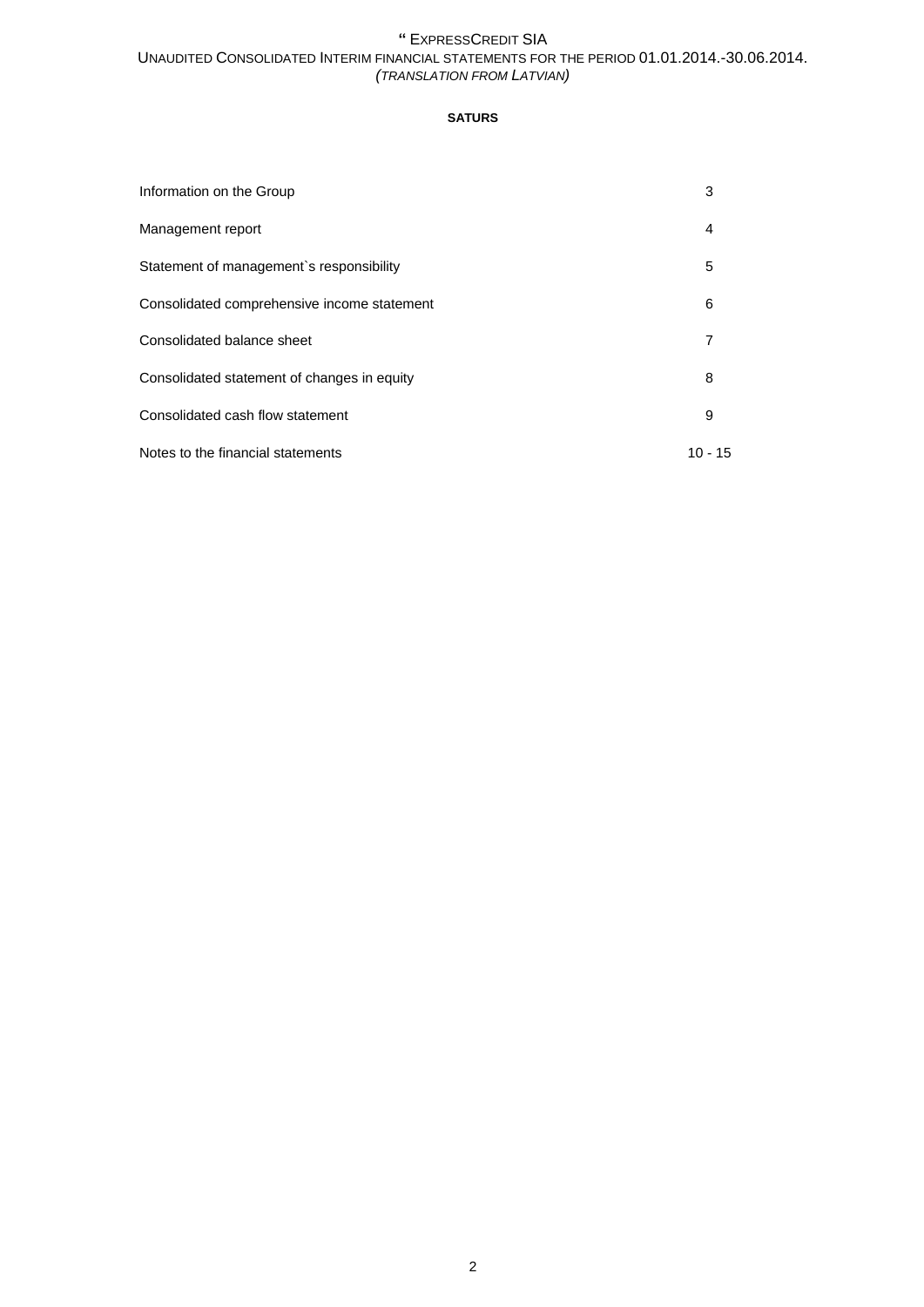**SATURS**

| | |
|---|---|
| Information on the Group | 3 |
| Management report | 4 |
| Statement of management`s responsibility | 5 |
| Consolidated comprehensive income statement | 6 |
| Consolidated balance sheet | 7 |
| Consolidated statement of changes in equity | 8 |
| Consolidated cash flow statement | 9 |
| Notes to the financial statements | 10 - 15 |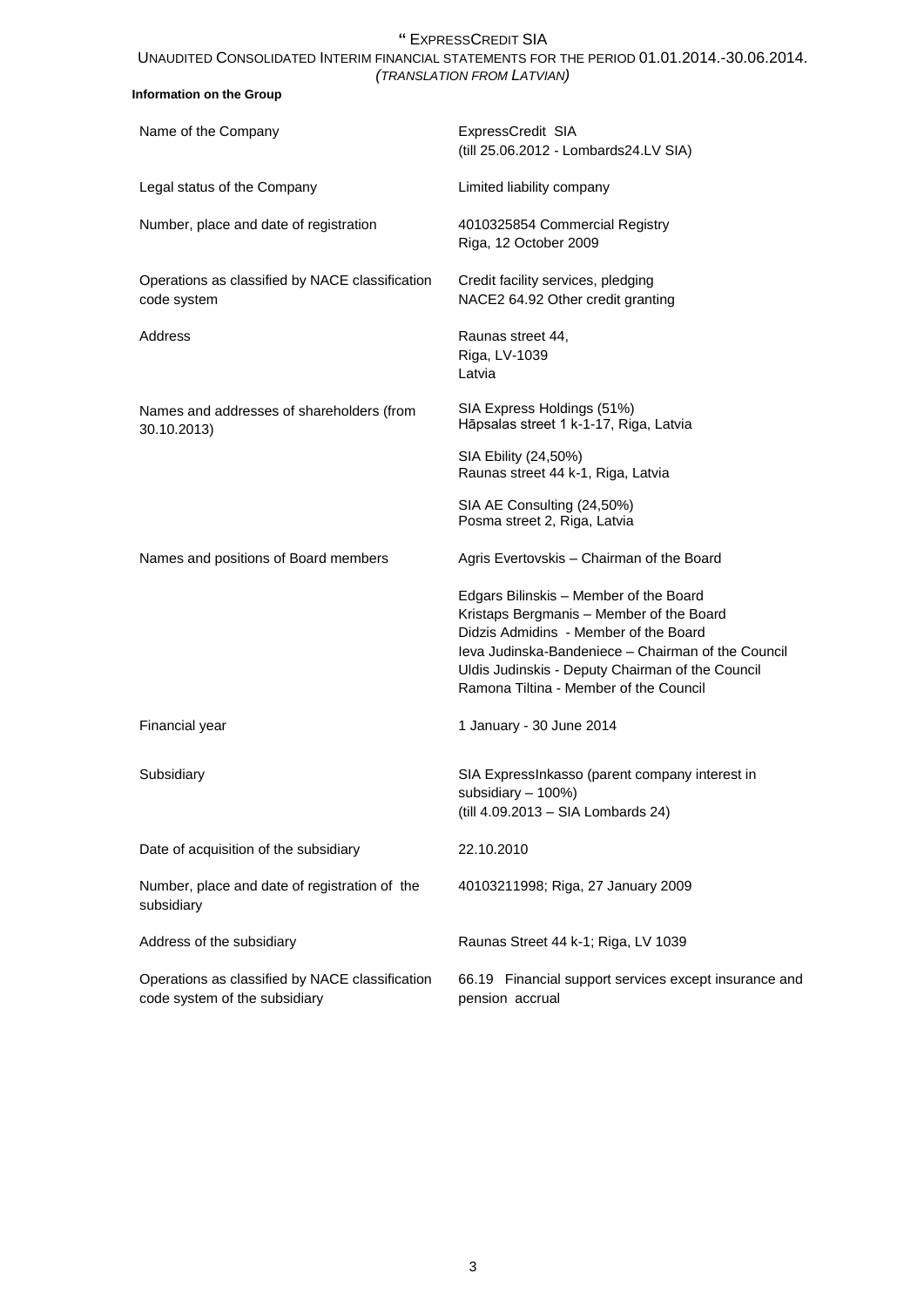**Information on the Group**

| | |
|---|---|
| Name of the Company | ExpressCredit SIA<br>(till 25.06.2012 - Lombards24.LV SIA) |
| Legal status of the Company | Limited liability company |
| Number, place and date of registration | 4010325854 Commercial Registry<br>Riga, 12 October 2009 |
| Operations as classified by NACE classification code system | Credit facility services, pledging<br>NACE2 64.92 Other credit granting |
| Address | Raunas street 44,<br>Riga, LV-1039<br>Latvia |
| Names and addresses of shareholders (from 30.10.2013) | SIA Express Holdings (51%)<br>Hāpsalas street 1 k-1-17, Riga, Latvia<br><br>SIA Ebility (24,50%)<br>Raunas street 44 k-1, Riga, Latvia<br><br>SIA AE Consulting (24,50%)<br>Posma street 2, Riga, Latvia |
| Names and positions of Board members | Agris Evertovskis – Chairman of the Board<br><br>Edgars Bilinskis – Member of the Board<br>Kristaps Bergmanis – Member of the Board<br>Didzis Admidins - Member of the Board<br>Ieva Judinska-Bandeniece – Chairman of the Council<br>Uldis Judinskis - Deputy Chairman of the Council<br>Ramona Tiltina - Member of the Council |
| Financial year | 1 January - 30 June 2014 |
| Subsidiary | SIA ExpressInkasso (parent company interest in subsidiary – 100%)<br>(till 4.09.2013 – SIA Lombards 24) |
| Date of acquisition of the subsidiary | 22.10.2010 |
| Number, place and date of registration of the subsidiary | 40103211998; Riga, 27 January 2009 |
| Address of the subsidiary | Raunas Street 44 k-1; Riga, LV 1039 |
| Operations as classified by NACE classification code system of the subsidiary | 66.19 Financial support services except insurance and pension accrual |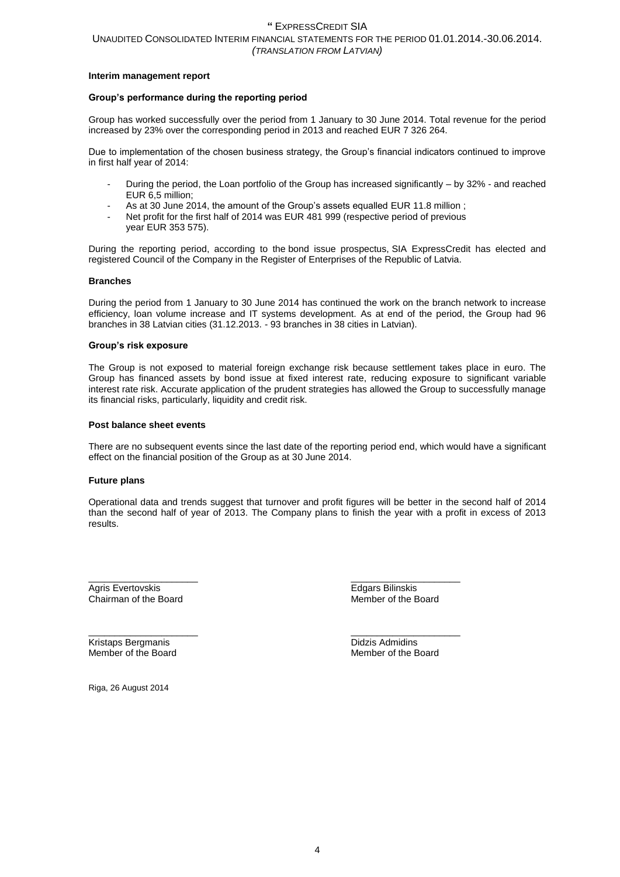**Interim management report**

**Group's performance during the reporting period**

Group has worked successfully over the period from 1 January to 30 June 2014. Total revenue for the period increased by 23% over the corresponding period in 2013 and reached EUR 7 326 264.

Due to implementation of the chosen business strategy, the Group's financial indicators continued to improve in first half year of 2014:

- During the period, the Loan portfolio of the Group has increased significantly – by 32% - and reached EUR 6,5 million;
- As at 30 June 2014, the amount of the Group's assets equalled EUR 11.8 million ;
- Net profit for the first half of 2014 was EUR 481 999 (respective period of previous year EUR 353 575).

During the reporting period, according to the bond issue prospectus, SIA ExpressCredit has elected and registered Council of the Company in the Register of Enterprises of the Republic of Latvia.

**Branches**

During the period from 1 January to 30 June 2014 has continued the work on the branch network to increase efficiency, loan volume increase and IT systems development. As at end of the period, the Group had 96 branches in 38 Latvian cities (31.12.2013. - 93 branches in 38 cities in Latvian).

**Group's risk exposure**

The Group is not exposed to material foreign exchange risk because settlement takes place in euro. The Group has financed assets by bond issue at fixed interest rate, reducing exposure to significant variable interest rate risk. Accurate application of the prudent strategies has allowed the Group to successfully manage its financial risks, particularly, liquidity and credit risk.

**Post balance sheet events**

There are no subsequent events since the last date of the reporting period end, which would have a significant effect on the financial position of the Group as at 30 June 2014.

**Future plans**

Operational data and trends suggest that turnover and profit figures will be better in the second half of 2014 than the second half of year of 2013. The Company plans to finish the year with a profit in excess of 2013 results.

\_\_\_\_\_\_\_\_\_\_\_\_\_\_\_\_\_\_\_\_
Agris Evertovskis
Chairman of the Board

\_\_\_\_\_\_\_\_\_\_\_\_\_\_\_\_\_\_\_\_
Edgars Bilinskis
Member of the Board

\_\_\_\_\_\_\_\_\_\_\_\_\_\_\_\_\_\_\_\_
Kristaps Bergmanis
Member of the Board

\_\_\_\_\_\_\_\_\_\_\_\_\_\_\_\_\_\_\_\_
Didzis Admidins
Member of the Board

Riga, 26 August 2014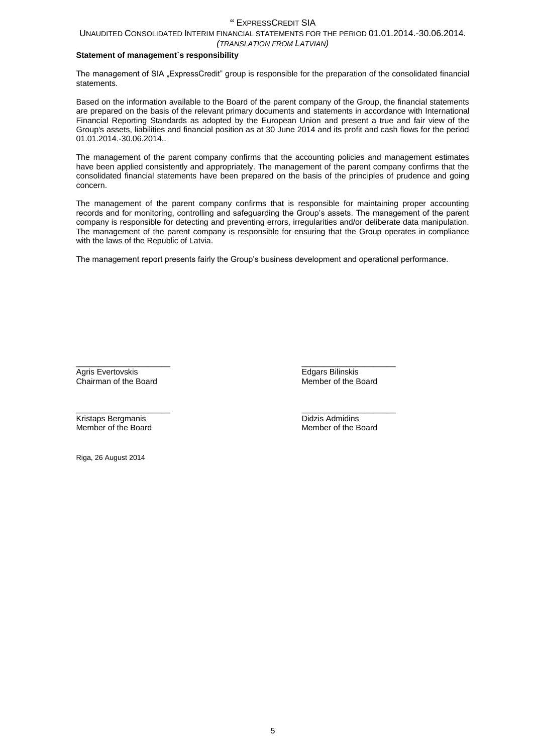**Statement of management`s responsibility**

The management of SIA „ExpressCredit" group is responsible for the preparation of the consolidated financial statements.

Based on the information available to the Board of the parent company of the Group, the financial statements are prepared on the basis of the relevant primary documents and statements in accordance with International Financial Reporting Standards as adopted by the European Union and present a true and fair view of the Group's assets, liabilities and financial position as at 30 June 2014 and its profit and cash flows for the period 01.01.2014.-30.06.2014..

The management of the parent company confirms that the accounting policies and management estimates have been applied consistently and appropriately. The management of the parent company confirms that the consolidated financial statements have been prepared on the basis of the principles of prudence and going concern.

The management of the parent company confirms that is responsible for maintaining proper accounting records and for monitoring, controlling and safeguarding the Group's assets. The management of the parent company is responsible for detecting and preventing errors, irregularities and/or deliberate data manipulation. The management of the parent company is responsible for ensuring that the Group operates in compliance with the laws of the Republic of Latvia.

The management report presents fairly the Group's business development and operational performance.

\_\_\_\_\_\_\_\_\_\_\_\_\_\_\_\_\_\_\_\_\_
Agris Evertovskis
Chairman of the Board

\_\_\_\_\_\_\_\_\_\_\_\_\_\_\_\_\_\_\_\_\_
Edgars Bilinskis
Member of the Board

\_\_\_\_\_\_\_\_\_\_\_\_\_\_\_\_\_\_\_\_\_
Kristaps Bergmanis
Member of the Board

\_\_\_\_\_\_\_\_\_\_\_\_\_\_\_\_\_\_\_\_\_
Didzis Admidins
Member of the Board

Riga, 26 August 2014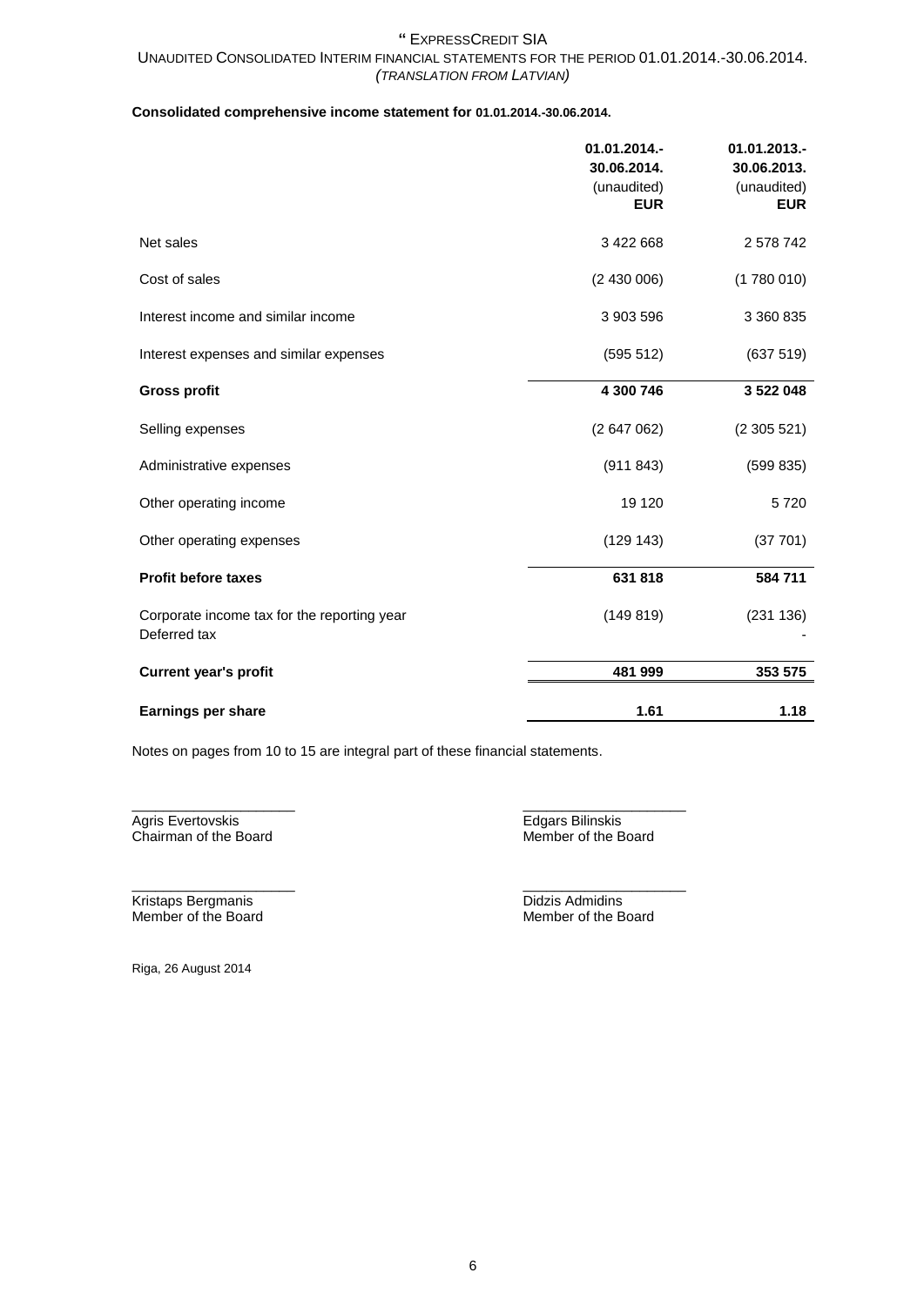**Consolidated comprehensive income statement for 01.01.2014.-30.06.2014.**

| | 01.01.2014.-30.06.2014. (unaudited) EUR | 01.01.2013.-30.06.2013. (unaudited) EUR |
|---|---|---|
| Net sales | 3 422 668 | 2 578 742 |
| Cost of sales | (2 430 006) | (1 780 010) |
| Interest income and similar income | 3 903 596 | 3 360 835 |
| Interest expenses and similar expenses | (595 512) | (637 519) |
| **Gross profit** | **4 300 746** | **3 522 048** |
| Selling expenses | (2 647 062) | (2 305 521) |
| Administrative expenses | (911 843) | (599 835) |
| Other operating income | 19 120 | 5 720 |
| Other operating expenses | (129 143) | (37 701) |
| **Profit before taxes** | **631 818** | **584 711** |
| Corporate income tax for the reporting year | (149 819) | (231 136) |
| Deferred tax | | - |
| **Current year's profit** | **481 999** | **353 575** |
| **Earnings per share** | **1.61** | **1.18** |

Notes on pages from 10 to 15 are integral part of these financial statements.

Agris Evertovskis
Chairman of the Board

Edgars Bilinskis
Member of the Board

Kristaps Bergmanis
Member of the Board

Didzis Admidins
Member of the Board

Riga, 26 August 2014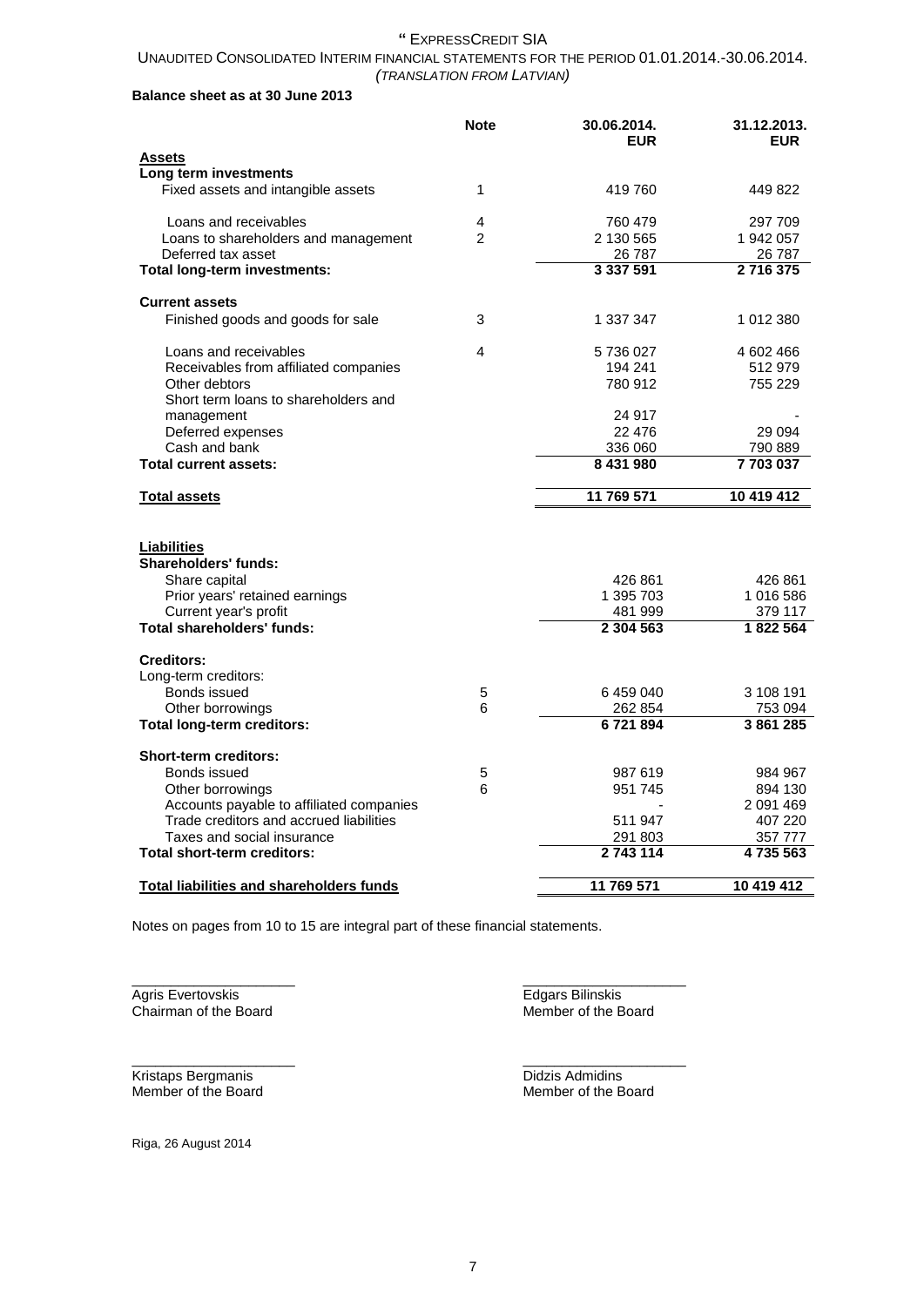" EXPRESSCREDIT SIA

UNAUDITED CONSOLIDATED INTERIM FINANCIAL STATEMENTS FOR THE PERIOD 01.01.2014.-30.06.2014.
*(TRANSLATION FROM LATVIAN)*

**Balance sheet as at 30 June 2013**

| | Note | 30.06.2014. EUR | 31.12.2013. EUR |
|---|---|---|---|
| **Assets** | | | |
| **Long term investments** | | | |
| Fixed assets and intangible assets | 1 | 419 760 | 449 822 |
| Loans and receivables | 4 | 760 479 | 297 709 |
| Loans to shareholders and management | 2 | 2 130 565 | 1 942 057 |
| Deferred tax asset | | 26 787 | 26 787 |
| **Total long-term investments:** | | **3 337 591** | **2 716 375** |
| **Current assets** | | | |
| Finished goods and goods for sale | 3 | 1 337 347 | 1 012 380 |
| Loans and receivables | 4 | 5 736 027 | 4 602 466 |
| Receivables from affiliated companies | | 194 241 | 512 979 |
| Other debtors | | 780 912 | 755 229 |
| Short term loans to shareholders and management | | 24 917 | - |
| Deferred expenses | | 22 476 | 29 094 |
| Cash and bank | | 336 060 | 790 889 |
| **Total current assets:** | | **8 431 980** | **7 703 037** |
| **Total assets** | | **11 769 571** | **10 419 412** |
| **Liabilities** | | | |
| **Shareholders' funds:** | | | |
| Share capital | | 426 861 | 426 861 |
| Prior years' retained earnings | | 1 395 703 | 1 016 586 |
| Current year's profit | | 481 999 | 379 117 |
| **Total shareholders' funds:** | | **2 304 563** | **1 822 564** |
| **Creditors:** | | | |
| Long-term creditors: | | | |
| Bonds issued | 5 | 6 459 040 | 3 108 191 |
| Other borrowings | 6 | 262 854 | 753 094 |
| **Total long-term creditors:** | | **6 721 894** | **3 861 285** |
| **Short-term creditors:** | | | |
| Bonds issued | 5 | 987 619 | 984 967 |
| Other borrowings | 6 | 951 745 | 894 130 |
| Accounts payable to affiliated companies | | - | 2 091 469 |
| Trade creditors and accrued liabilities | | 511 947 | 407 220 |
| Taxes and social insurance | | 291 803 | 357 777 |
| **Total short-term creditors:** | | **2 743 114** | **4 735 563** |
| **Total liabilities and shareholders funds** | | **11 769 571** | **10 419 412** |

Notes on pages from 10 to 15 are integral part of these financial statements.

_____________________
Agris Evertovskis
Chairman of the Board

_____________________
Edgars Bilinskis
Member of the Board

_____________________
Kristaps Bergmanis
Member of the Board

_____________________
Didzis Admidins
Member of the Board

Riga, 26 August 2014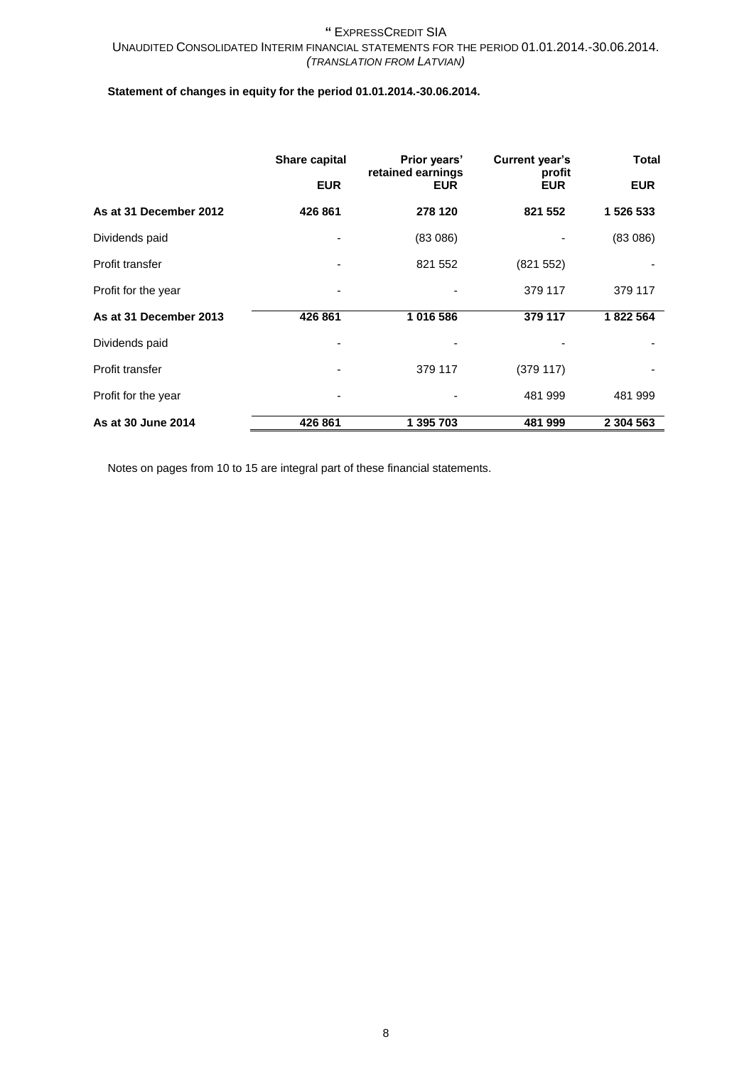**Statement of changes in equity for the period 01.01.2014.-30.06.2014.**

| | Share capital | Prior years' retained earnings | Current year's profit | Total |
|---|---|---|---|---|
| | EUR | EUR | EUR | EUR |
| **As at 31 December 2012** | **426 861** | **278 120** | **821 552** | **1 526 533** |
| Dividends paid | - | (83 086) | - | (83 086) |
| Profit transfer | - | 821 552 | (821 552) | - |
| Profit for the year | - | - | 379 117 | 379 117 |
| **As at 31 December 2013** | **426 861** | **1 016 586** | **379 117** | **1 822 564** |
| Dividends paid | - | - | - | - |
| Profit transfer | - | 379 117 | (379 117) | - |
| Profit for the year | - | - | 481 999 | 481 999 |
| **As at 30 June 2014** | **426 861** | **1 395 703** | **481 999** | **2 304 563** |

Notes on pages from 10 to 15 are integral part of these financial statements.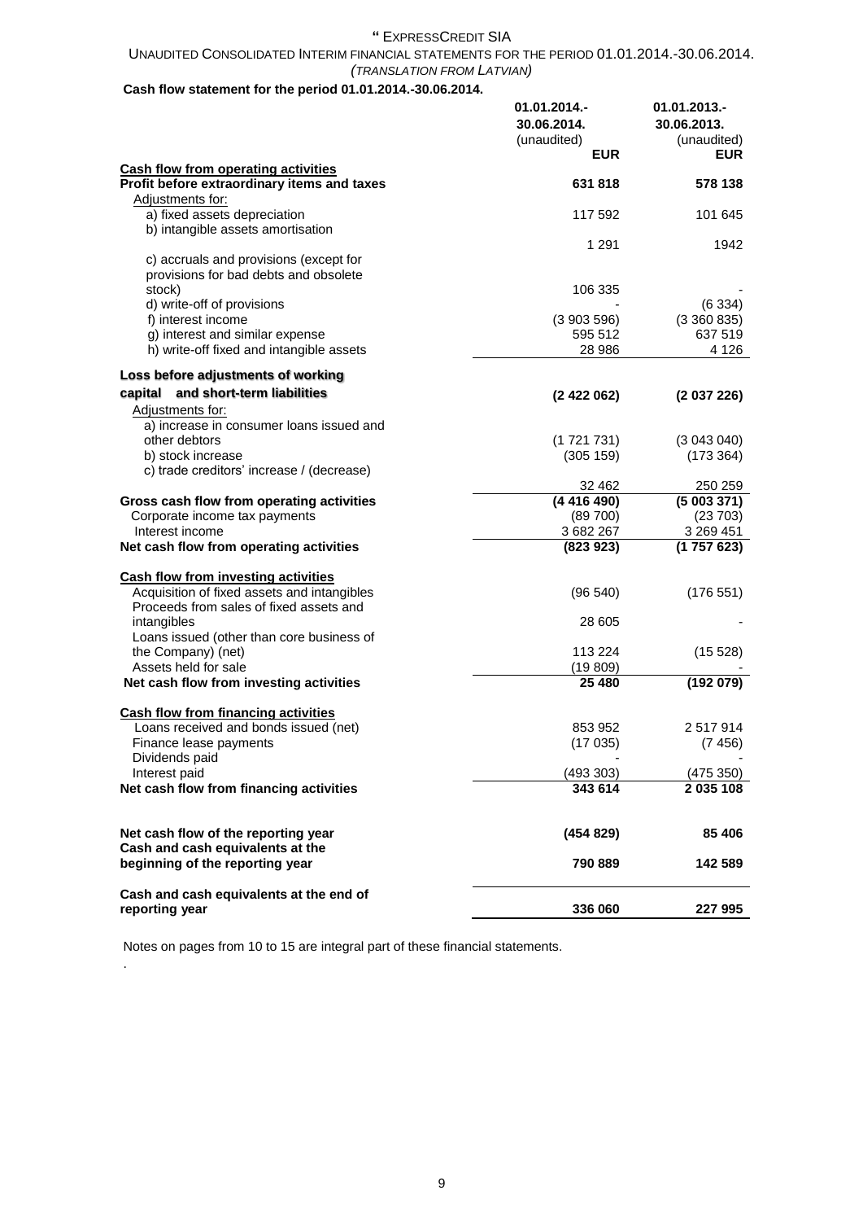" EXPRESSCREDIT SIA

UNAUDITED CONSOLIDATED INTERIM FINANCIAL STATEMENTS FOR THE PERIOD 01.01.2014.-30.06.2014.
*(TRANSLATION FROM LATVIAN)*

**Cash flow statement for the period 01.01.2014.-30.06.2014.**

| | 01.01.2014.- 30.06.2014. (unaudited) EUR | 01.01.2013.- 30.06.2013. (unaudited) EUR |
|---|---|---|
| **Cash flow from operating activities** | | |
| **Profit before extraordinary items and taxes** | **631 818** | **578 138** |
| Adjustments for: | | |
| a) fixed assets depreciation | 117 592 | 101 645 |
| b) intangible assets amortisation | 1 291 | 1942 |
| c) accruals and provisions (except for provisions for bad debts and obsolete stock) | 106 335 | - |
| d) write-off of provisions | - | (6 334) |
| f) interest income | (3 903 596) | (3 360 835) |
| g) interest and similar expense | 595 512 | 637 519 |
| h) write-off fixed and intangible assets | 28 986 | 4 126 |
| **Loss before adjustments of working capital and short-term liabilities** | **(2 422 062)** | **(2 037 226)** |
| Adjustments for: | | |
| a) increase in consumer loans issued and other debtors | (1 721 731) | (3 043 040) |
| b) stock increase | (305 159) | (173 364) |
| c) trade creditors' increase / (decrease) | 32 462 | 250 259 |
| **Gross cash flow from operating activities** | **(4 416 490)** | **(5 003 371)** |
| Corporate income tax payments | (89 700) | (23 703) |
| Interest income | 3 682 267 | 3 269 451 |
| **Net cash flow from operating activities** | **(823 923)** | **(1 757 623)** |
| **Cash flow from investing activities** | | |
| Acquisition of fixed assets and intangibles | (96 540) | (176 551) |
| Proceeds from sales of fixed assets and intangibles | 28 605 | - |
| Loans issued (other than core business of the Company) (net) | 113 224 | (15 528) |
| Assets held for sale | (19 809) | - |
| **Net cash flow from investing activities** | **25 480** | **(192 079)** |
| **Cash flow from financing activities** | | |
| Loans received and bonds issued (net) | 853 952 | 2 517 914 |
| Finance lease payments | (17 035) | (7 456) |
| Dividends paid | - | - |
| Interest paid | (493 303) | (475 350) |
| **Net cash flow from financing activities** | **343 614** | **2 035 108** |
| **Net cash flow of the reporting year** | **(454 829)** | **85 406** |
| **Cash and cash equivalents at the beginning of the reporting year** | **790 889** | **142 589** |
| **Cash and cash equivalents at the end of reporting year** | **336 060** | **227 995** |

Notes on pages from 10 to 15 are integral part of these financial statements.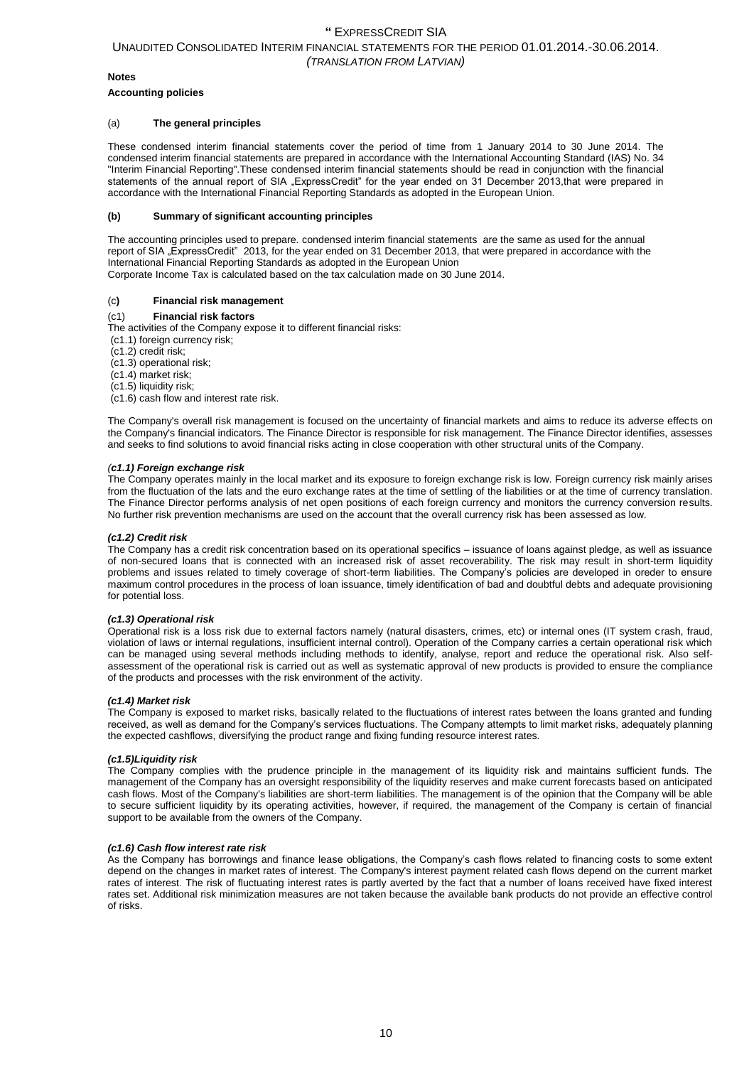**Notes**

**Accounting policies**

(a) **The general principles**

These condensed interim financial statements cover the period of time from 1 January 2014 to 30 June 2014. The condensed interim financial statements are prepared in accordance with the International Accounting Standard (IAS) No. 34 "Interim Financial Reporting".These condensed interim financial statements should be read in conjunction with the financial statements of the annual report of SIA „ExpressCredit" for the year ended on 31 December 2013,that were prepared in accordance with the International Financial Reporting Standards as adopted in the European Union.

**(b) Summary of significant accounting principles**

The accounting principles used to prepare. condensed interim financial statements are the same as used for the annual report of SIA „ExpressCredit" 2013, for the year ended on 31 December 2013, that were prepared in accordance with the International Financial Reporting Standards as adopted in the European Union

Corporate Income Tax is calculated based on the tax calculation made on 30 June 2014.

(c**) Financial risk management**

(c1) **Financial risk factors**

The activities of the Company expose it to different financial risks:

(c1.1) foreign currency risk;
(c1.2) credit risk;
(c1.3) operational risk;
(c1.4) market risk;
(c1.5) liquidity risk;
(c1.6) cash flow and interest rate risk.

The Company's overall risk management is focused on the uncertainty of financial markets and aims to reduce its adverse effects on the Company's financial indicators. The Finance Director is responsible for risk management. The Finance Director identifies, assesses and seeks to find solutions to avoid financial risks acting in close cooperation with other structural units of the Company.

*(**c1.1) Foreign exchange risk***

The Company operates mainly in the local market and its exposure to foreign exchange risk is low. Foreign currency risk mainly arises from the fluctuation of the lats and the euro exchange rates at the time of settling of the liabilities or at the time of currency translation. The Finance Director performs analysis of net open positions of each foreign currency and monitors the currency conversion results. No further risk prevention mechanisms are used on the account that the overall currency risk has been assessed as low.

***(c1.2) Credit risk***

The Company has a credit risk concentration based on its operational specifics – issuance of loans against pledge, as well as issuance of non-secured loans that is connected with an increased risk of asset recoverability. The risk may result in short-term liquidity problems and issues related to timely coverage of short-term liabilities. The Company's policies are developed in oreder to ensure maximum control procedures in the process of loan issuance, timely identification of bad and doubtful debts and adequate provisioning for potential loss.

***(c1.3) Operational risk***

Operational risk is a loss risk due to external factors namely (natural disasters, crimes, etc) or internal ones (IT system crash, fraud, violation of laws or internal regulations, insufficient internal control). Operation of the Company carries a certain operational risk which can be managed using several methods including methods to identify, analyse, report and reduce the operational risk. Also self-assessment of the operational risk is carried out as well as systematic approval of new products is provided to ensure the compliance of the products and processes with the risk environment of the activity.

***(c1.4) Market risk***

The Company is exposed to market risks, basically related to the fluctuations of interest rates between the loans granted and funding received, as well as demand for the Company's services fluctuations. The Company attempts to limit market risks, adequately planning the expected cashflows, diversifying the product range and fixing funding resource interest rates.

***(c1.5)Liquidity risk***

The Company complies with the prudence principle in the management of its liquidity risk and maintains sufficient funds. The management of the Company has an oversight responsibility of the liquidity reserves and make current forecasts based on anticipated cash flows. Most of the Company's liabilities are short-term liabilities. The management is of the opinion that the Company will be able to secure sufficient liquidity by its operating activities, however, if required, the management of the Company is certain of financial support to be available from the owners of the Company.

***(c1.6) Cash flow interest rate risk***

As the Company has borrowings and finance lease obligations, the Company's cash flows related to financing costs to some extent depend on the changes in market rates of interest. The Company's interest payment related cash flows depend on the current market rates of interest. The risk of fluctuating interest rates is partly averted by the fact that a number of loans received have fixed interest rates set. Additional risk minimization measures are not taken because the available bank products do not provide an effective control of risks.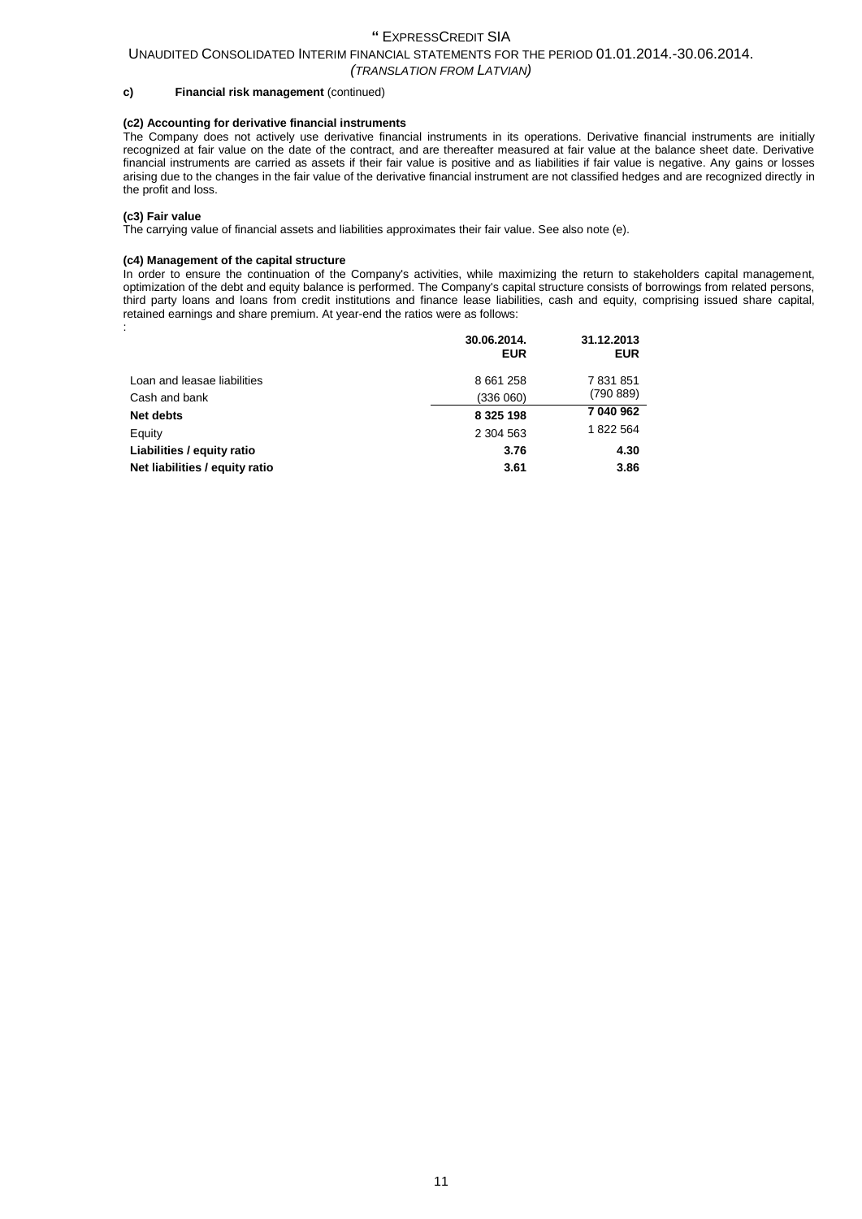**c) Financial risk management** (continued)

**(c2) Accounting for derivative financial instruments**

The Company does not actively use derivative financial instruments in its operations. Derivative financial instruments are initially recognized at fair value on the date of the contract, and are thereafter measured at fair value at the balance sheet date. Derivative financial instruments are carried as assets if their fair value is positive and as liabilities if fair value is negative. Any gains or losses arising due to the changes in the fair value of the derivative financial instrument are not classified hedges and are recognized directly in the profit and loss.

**(c3) Fair value**

The carrying value of financial assets and liabilities approximates their fair value. See also note (e).

**(c4) Management of the capital structure**

In order to ensure the continuation of the Company's activities, while maximizing the return to stakeholders capital management, optimization of the debt and equity balance is performed. The Company's capital structure consists of borrowings from related persons, third party loans and loans from credit institutions and finance lease liabilities, cash and equity, comprising issued share capital, retained earnings and share premium. At year-end the ratios were as follows:

:

| | 30.06.2014. EUR | 31.12.2013 EUR |
|---|---|---|
| Loan and leasae liabilities | 8 661 258 | 7 831 851 |
| Cash and bank | (336 060) | (790 889) |
| **Net debts** | **8 325 198** | **7 040 962** |
| Equity | 2 304 563 | 1 822 564 |
| **Liabilities / equity ratio** | **3.76** | **4.30** |
| **Net liabilities / equity ratio** | **3.61** | **3.86** |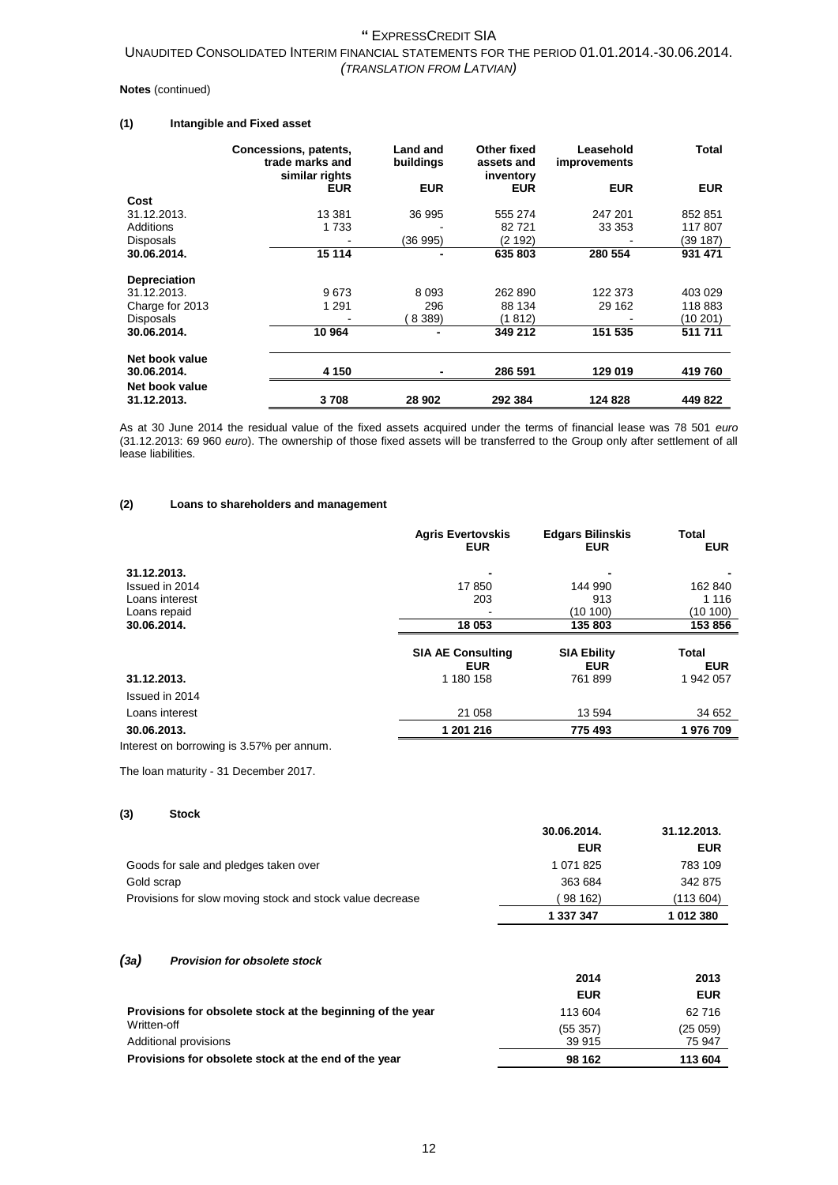**Notes** (continued)

**(1) Intangible and Fixed asset**

| | Concessions, patents, trade marks and similar rights | Land and buildings | Other fixed assets and inventory | Leasehold improvements | Total |
|---|---|---|---|---|---|
| | EUR | EUR | EUR | EUR | EUR |
| **Cost** | | | | | |
| 31.12.2013. | 13 381 | 36 995 | 555 274 | 247 201 | 852 851 |
| Additions | 1 733 | - | 82 721 | 33 353 | 117 807 |
| Disposals | - | (36 995) | (2 192) | - | (39 187) |
| **30.06.2014.** | **15 114** | **-** | **635 803** | **280 554** | **931 471** |
| **Depreciation** | | | | | |
| 31.12.2013. | 9 673 | 8 093 | 262 890 | 122 373 | 403 029 |
| Charge for 2013 | 1 291 | 296 | 88 134 | 29 162 | 118 883 |
| Disposals | - | ( 8 389) | (1 812) | - | (10 201) |
| **30.06.2014.** | **10 964** | **-** | **349 212** | **151 535** | **511 711** |
| **Net book value 30.06.2014.** | **4 150** | **-** | **286 591** | **129 019** | **419 760** |
| **Net book value 31.12.2013.** | **3 708** | **28 902** | **292 384** | **124 828** | **449 822** |

As at 30 June 2014 the residual value of the fixed assets acquired under the terms of financial lease was 78 501 *euro* (31.12.2013: 69 960 *euro*). The ownership of those fixed assets will be transferred to the Group only after settlement of all lease liabilities.

**(2) Loans to shareholders and management**

| | Agris Evertovskis EUR | Edgars Bilinskis EUR | Total EUR |
|---|---|---|---|
| **31.12.2013.** | - | - | - |
| Issued in 2014 | 17 850 | 144 990 | 162 840 |
| Loans interest | 203 | 913 | 1 116 |
| Loans repaid | - | (10 100) | (10 100) |
| **30.06.2014.** | **18 053** | **135 803** | **153 856** |

| | SIA AE Consulting EUR | SIA Ebility EUR | Total EUR |
|---|---|---|---|
| **31.12.2013.** | 1 180 158 | 761 899 | 1 942 057 |
| Issued in 2014 | | | |
| Loans interest | 21 058 | 13 594 | 34 652 |
| **30.06.2013.** | **1 201 216** | **775 493** | **1 976 709** |

Interest on borrowing is 3.57% per annum.

The loan maturity - 31 December 2017.

**(3) Stock**

| | 30.06.2014. | 31.12.2013. |
|---|---|---|
| | EUR | EUR |
| Goods for sale and pledges taken over | 1 071 825 | 783 109 |
| Gold scrap | 363 684 | 342 875 |
| Provisions for slow moving stock and stock value decrease | ( 98 162) | (113 604) |
| | **1 337 347** | **1 012 380** |

***(3a) Provision for obsolete stock***

| | 2014 | 2013 |
|---|---|---|
| | EUR | EUR |
| **Provisions for obsolete stock at the beginning of the year** | 113 604 | 62 716 |
| Written-off | (55 357) | (25 059) |
| Additional provisions | 39 915 | 75 947 |
| **Provisions for obsolete stock at the end of the year** | **98 162** | **113 604** |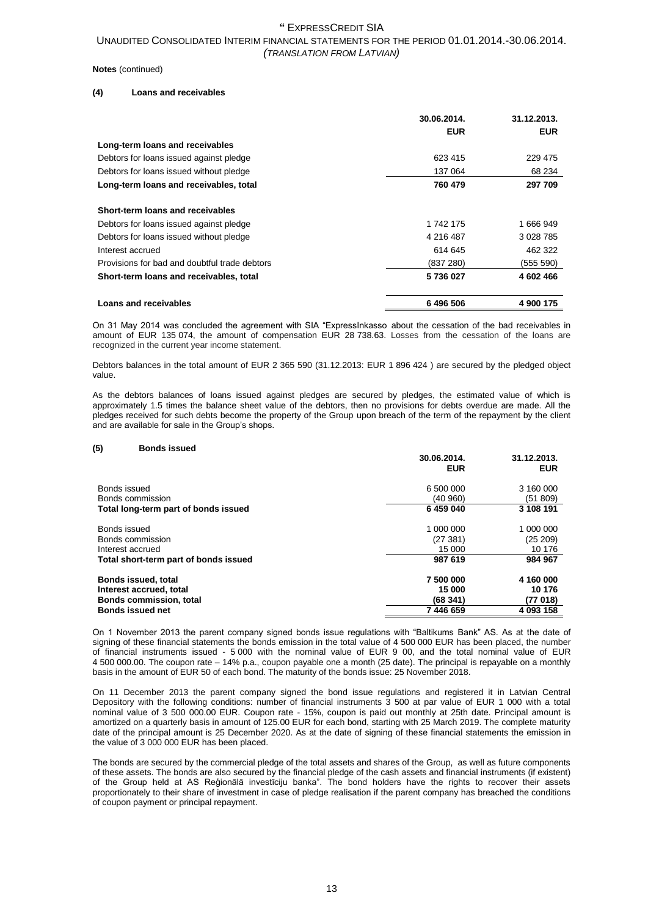**Notes** (continued)

### (4) Loans and receivables

| | 30.06.2014. EUR | 31.12.2013. EUR |
|---|---|---|
| **Long-term loans and receivables** | | |
| Debtors for loans issued against pledge | 623 415 | 229 475 |
| Debtors for loans issued without pledge | 137 064 | 68 234 |
| **Long-term loans and receivables, total** | **760 479** | **297 709** |
| **Short-term loans and receivables** | | |
| Debtors for loans issued against pledge | 1 742 175 | 1 666 949 |
| Debtors for loans issued without pledge | 4 216 487 | 3 028 785 |
| Interest accrued | 614 645 | 462 322 |
| Provisions for bad and doubtful trade debtors | (837 280) | (555 590) |
| **Short-term loans and receivables, total** | **5 736 027** | **4 602 466** |
| **Loans and receivables** | **6 496 506** | **4 900 175** |

On 31 May 2014 was concluded the agreement with SIA "ExpressInkasso about the cessation of the bad receivables in amount of EUR 135 074, the amount of compensation EUR 28 738.63. Losses from the cessation of the loans are recognized in the current year income statement.

Debtors balances in the total amount of EUR 2 365 590 (31.12.2013: EUR 1 896 424 ) are secured by the pledged object value.

As the debtors balances of loans issued against pledges are secured by pledges, the estimated value of which is approximately 1.5 times the balance sheet value of the debtors, then no provisions for debts overdue are made. All the pledges received for such debts become the property of the Group upon breach of the term of the repayment by the client and are available for sale in the Group's shops.

### (5) Bonds issued

| | 30.06.2014. EUR | 31.12.2013. EUR |
|---|---|---|
| Bonds issued | 6 500 000 | 3 160 000 |
| Bonds commission | (40 960) | (51 809) |
| **Total long-term part of bonds issued** | **6 459 040** | **3 108 191** |
| Bonds issued | 1 000 000 | 1 000 000 |
| Bonds commission | (27 381) | (25 209) |
| Interest accrued | 15 000 | 10 176 |
| **Total short-term part of bonds issued** | **987 619** | **984 967** |
| **Bonds issued, total** | **7 500 000** | **4 160 000** |
| **Interest accrued, total** | **15 000** | **10 176** |
| **Bonds commission, total** | **(68 341)** | **(77 018)** |
| **Bonds issued net** | **7 446 659** | **4 093 158** |

On 1 November 2013 the parent company signed bonds issue regulations with "Baltikums Bank" AS. As at the date of signing of these financial statements the bonds emission in the total value of 4 500 000 EUR has been placed, the number of financial instruments issued - 5 000 with the nominal value of EUR 9 00, and the total nominal value of EUR 4 500 000.00. The coupon rate – 14% p.a., coupon payable one a month (25 date). The principal is repayable on a monthly basis in the amount of EUR 50 of each bond. The maturity of the bonds issue: 25 November 2018.

On 11 December 2013 the parent company signed the bond issue regulations and registered it in Latvian Central Depository with the following conditions: number of financial instruments 3 500 at par value of EUR 1 000 with a total nominal value of 3 500 000.00 EUR. Coupon rate - 15%, coupon is paid out monthly at 25th date. Principal amount is amortized on a quarterly basis in amount of 125.00 EUR for each bond, starting with 25 March 2019. The complete maturity date of the principal amount is 25 December 2020. As at the date of signing of these financial statements the emission in the value of 3 000 000 EUR has been placed.

The bonds are secured by the commercial pledge of the total assets and shares of the Group, as well as future components of these assets. The bonds are also secured by the financial pledge of the cash assets and financial instruments (if existent) of the Group held at AS Reģionālā investīciju banka". The bond holders have the rights to recover their assets proportionately to their share of investment in case of pledge realisation if the parent company has breached the conditions of coupon payment or principal repayment.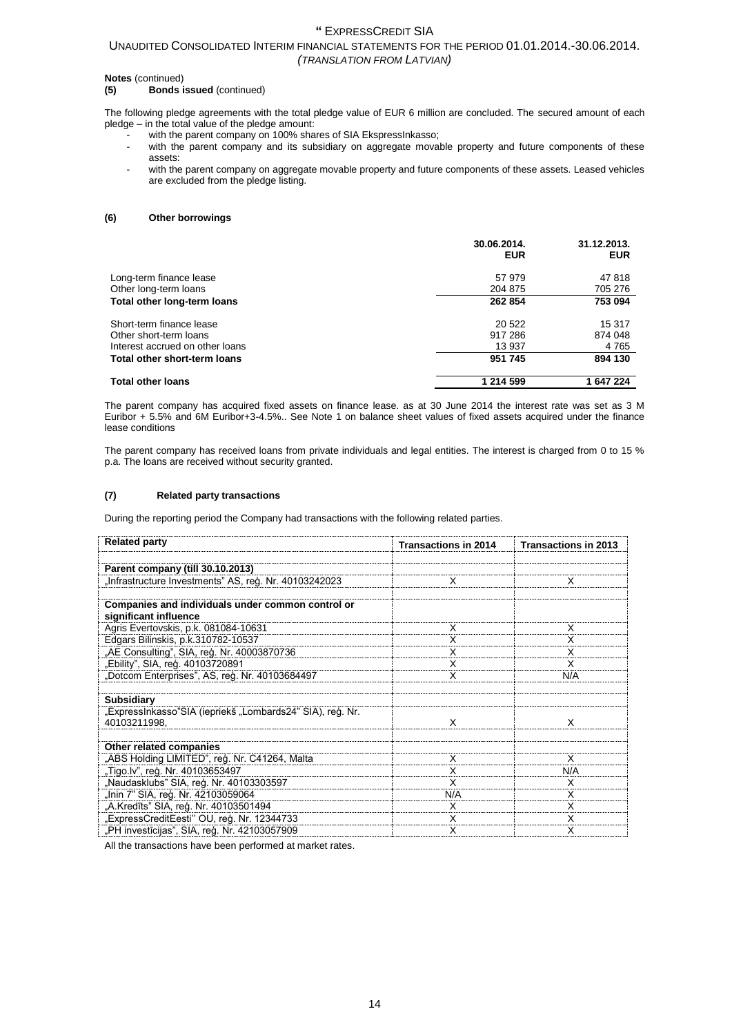**Notes** (continued)
**(5) Bonds issued** (continued)

The following pledge agreements with the total pledge value of EUR 6 million are concluded. The secured amount of each pledge – in the total value of the pledge amount:

- with the parent company on 100% shares of SIA EkspressInkasso;
- with the parent company and its subsidiary on aggregate movable property and future components of these assets:
- with the parent company on aggregate movable property and future components of these assets. Leased vehicles are excluded from the pledge listing.

**(6) Other borrowings**

| | 30.06.2014. EUR | 31.12.2013. EUR |
|---|---|---|
| Long-term finance lease | 57 979 | 47 818 |
| Other long-term loans | 204 875 | 705 276 |
| **Total other long-term loans** | **262 854** | **753 094** |
| Short-term finance lease | 20 522 | 15 317 |
| Other short-term loans | 917 286 | 874 048 |
| Interest accrued on other loans | 13 937 | 4 765 |
| **Total other short-term loans** | **951 745** | **894 130** |
| **Total other loans** | **1 214 599** | **1 647 224** |

The parent company has acquired fixed assets on finance lease. as at 30 June 2014 the interest rate was set as 3 M Euribor + 5.5% and 6M Euribor+3-4.5%.. See Note 1 on balance sheet values of fixed assets acquired under the finance lease conditions

The parent company has received loans from private individuals and legal entities. The interest is charged from 0 to 15 % p.a. The loans are received without security granted.

**(7) Related party transactions**

During the reporting period the Company had transactions with the following related parties.

| Related party | Transactions in 2014 | Transactions in 2013 |
|---|---|---|
| **Parent company (till 30.10.2013)** | | |
| „Infrastructure Investments" AS, reģ. Nr. 40103242023 | X | X |
| **Companies and individuals under common control or significant influence** | | |
| Agris Evertovskis, p.k. 081084-10631 | X | X |
| Edgars Bilinskis, p.k.310782-10537 | X | X |
| „AE Consulting", SIA, reģ. Nr. 40003870736 | X | X |
| „Ebility", SIA, reģ. 40103720891 | X | X |
| „Dotcom Enterprises", AS, reģ. Nr. 40103684497 | X | N/A |
| **Subsidiary** | | |
| „ExpressInkasso"SIA (iepriekš „Lombards24" SIA), reģ. Nr. 40103211998, | X | X |
| **Other related companies** | | |
| „ABS Holding LIMITED", reģ. Nr. C41264, Malta | X | X |
| „Tigo.lv", reģ. Nr. 40103653497 | X | N/A |
| „Naudasklubs" SIA, reģ. Nr. 40103303597 | X | X |
| „Inin 7" SIA, reģ. Nr. 42103059064 | N/A | X |
| „A.Kredīts" SIA, reģ. Nr. 40103501494 | X | X |
| „ExpressCreditEesti" OU, reģ. Nr. 12344733 | X | X |
| „PH investīcijas", SIA, reģ. Nr. 42103057909 | X | X |

All the transactions have been performed at market rates.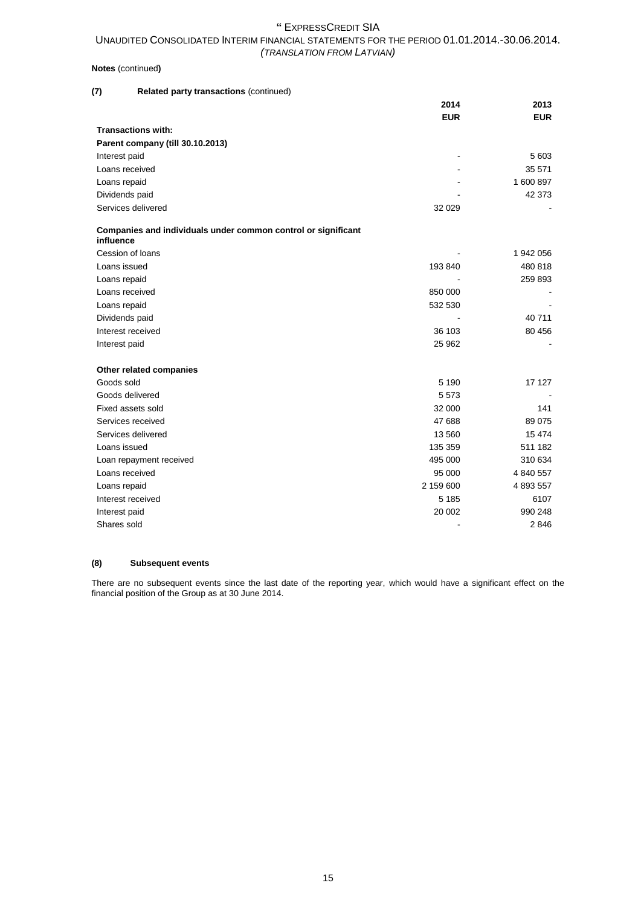**Notes** (continued**)**

**(7) Related party transactions** (continued)

| | 2014 | 2013 |
|---|---|---|
| | **EUR** | **EUR** |
| **Transactions with:** | | |
| **Parent company (till 30.10.2013)** | | |
| Interest paid | - | 5 603 |
| Loans received | - | 35 571 |
| Loans repaid | - | 1 600 897 |
| Dividends paid | - | 42 373 |
| Services delivered | 32 029 | - |
| **Companies and individuals under common control or significant influence** | | |
| Cession of loans | - | 1 942 056 |
| Loans issued | 193 840 | 480 818 |
| Loans repaid | - | 259 893 |
| Loans received | 850 000 | - |
| Loans repaid | 532 530 | - |
| Dividends paid | - | 40 711 |
| Interest received | 36 103 | 80 456 |
| Interest paid | 25 962 | - |
| **Other related companies** | | |
| Goods sold | 5 190 | 17 127 |
| Goods delivered | 5 573 | - |
| Fixed assets sold | 32 000 | 141 |
| Services received | 47 688 | 89 075 |
| Services delivered | 13 560 | 15 474 |
| Loans issued | 135 359 | 511 182 |
| Loan repayment received | 495 000 | 310 634 |
| Loans received | 95 000 | 4 840 557 |
| Loans repaid | 2 159 600 | 4 893 557 |
| Interest received | 5 185 | 6107 |
| Interest paid | 20 002 | 990 248 |
| Shares sold | - | 2 846 |

**(8) Subsequent events**

There are no subsequent events since the last date of the reporting year, which would have a significant effect on the financial position of the Group as at 30 June 2014.